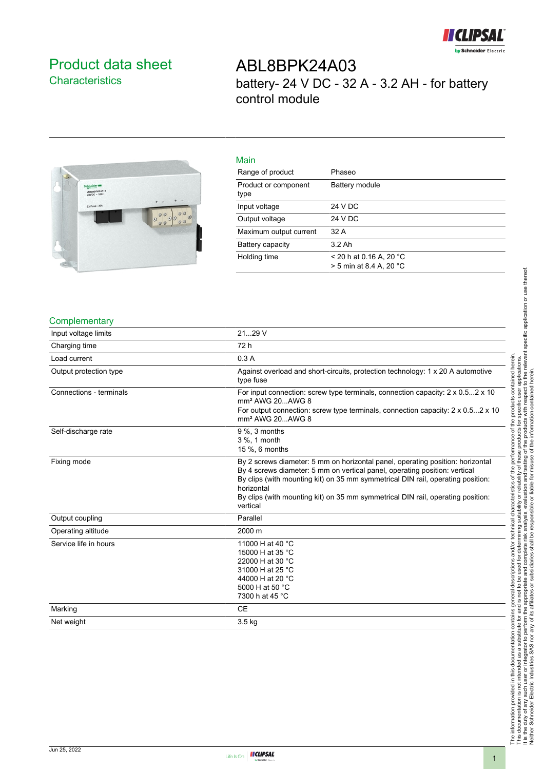# Product data sheet
## Characteristics

# ABL8BPK24A03

battery- 24 V DC - 32 A - 3.2 AH - for battery control module

### Main

| | |
|---|---|
| Range of product | Phaseo |
| Product or component type | Battery module |
| Input voltage | 24 V DC |
| Output voltage | 24 V DC |
| Maximum output current | 32 A |
| Battery capacity | 3.2 Ah |
| Holding time | < 20 h at 0.16 A, 20 °C<br>> 5 min at 8.4 A, 20 °C |

### Complementary

| | |
|---|---|
| Input voltage limits | 21...29 V |
| Charging time | 72 h |
| Load current | 0.3 A |
| Output protection type | Against overload and short-circuits, protection technology: 1 x 20 A automotive type fuse |
| Connections - terminals | For input connection: screw type terminals, connection capacity: 2 x 0.5...2 x 10 mm² AWG 20...AWG 8<br>For output connection: screw type terminals, connection capacity: 2 x 0.5...2 x 10 mm² AWG 20...AWG 8 |
| Self-discharge rate | 9 %, 3 months<br>3 %, 1 month<br>15 %, 6 months |
| Fixing mode | By 2 screws diameter: 5 mm on horizontal panel, operating position: horizontal<br>By 4 screws diameter: 5 mm on vertical panel, operating position: vertical<br>By clips (with mounting kit) on 35 mm symmetrical DIN rail, operating position: horizontal<br>By clips (with mounting kit) on 35 mm symmetrical DIN rail, operating position: vertical |
| Output coupling | Parallel |
| Operating altitude | 2000 m |
| Service life in hours | 11000 H at 40 °C<br>15000 H at 35 °C<br>22000 H at 30 °C<br>31000 H at 25 °C<br>44000 H at 20 °C<br>5000 H at 50 °C<br>7300 h at 45 °C |
| Marking | CE |
| Net weight | 3.5 kg |

The information provided in this documentation contains general descriptions and/or technical characteristics of the performance of the products contained herein. This documentation is not intended as a substitute for and is not to be used for determining suitability or reliability of these products for specific user applications. It is the duty of any such user or integrator to perform the appropriate and complete risk analysis, evaluation and testing of the products with respect to the relevant specific application or use thereof. Neither Schneider Electric Industries SAS nor any of its affiliates or subsidiaries shall be responsible or liable for misuse of the information contained herein.

Jun 25, 2022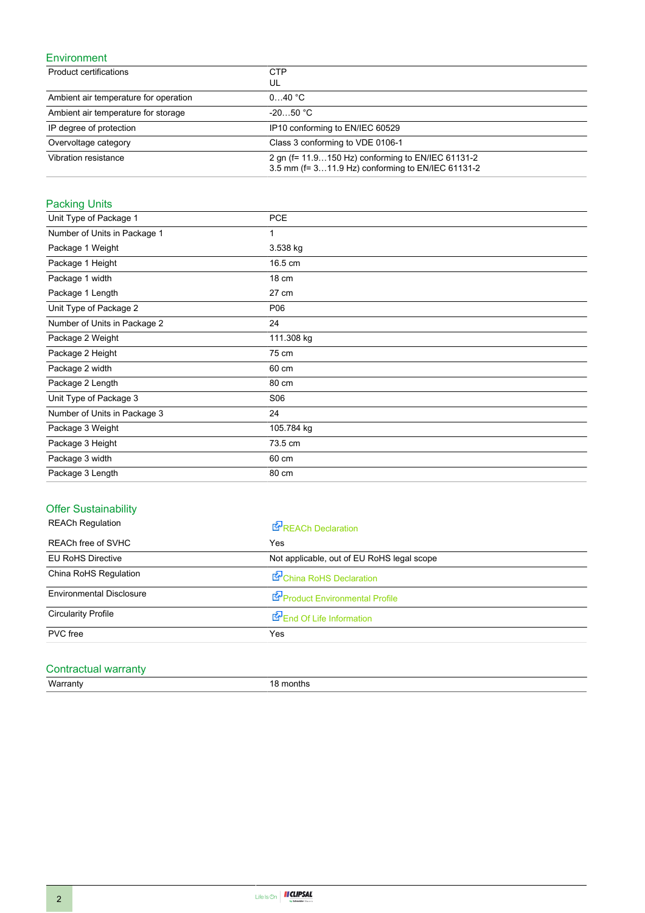## Environment

| | |
|---|---|
| Product certifications | CTP<br>UL |
| Ambient air temperature for operation | 0…40 °C |
| Ambient air temperature for storage | -20…50 °C |
| IP degree of protection | IP10 conforming to EN/IEC 60529 |
| Overvoltage category | Class 3 conforming to VDE 0106-1 |
| Vibration resistance | 2 gn (f= 11.9…150 Hz) conforming to EN/IEC 61131-2<br>3.5 mm (f= 3…11.9 Hz) conforming to EN/IEC 61131-2 |

## Packing Units

| | |
|---|---|
| Unit Type of Package 1 | PCE |
| Number of Units in Package 1 | 1 |
| Package 1 Weight | 3.538 kg |
| Package 1 Height | 16.5 cm |
| Package 1 width | 18 cm |
| Package 1 Length | 27 cm |
| Unit Type of Package 2 | P06 |
| Number of Units in Package 2 | 24 |
| Package 2 Weight | 111.308 kg |
| Package 2 Height | 75 cm |
| Package 2 width | 60 cm |
| Package 2 Length | 80 cm |
| Unit Type of Package 3 | S06 |
| Number of Units in Package 3 | 24 |
| Package 3 Weight | 105.784 kg |
| Package 3 Height | 73.5 cm |
| Package 3 width | 60 cm |
| Package 3 Length | 80 cm |

## Offer Sustainability

| | |
|---|---|
| REACh Regulation | REACh Declaration |
| REACh free of SVHC | Yes |
| EU RoHS Directive | Not applicable, out of EU RoHS legal scope |
| China RoHS Regulation | China RoHS Declaration |
| Environmental Disclosure | Product Environmental Profile |
| Circularity Profile | End Of Life Information |
| PVC free | Yes |

## Contractual warranty

| | |
|---|---|
| Warranty | 18 months |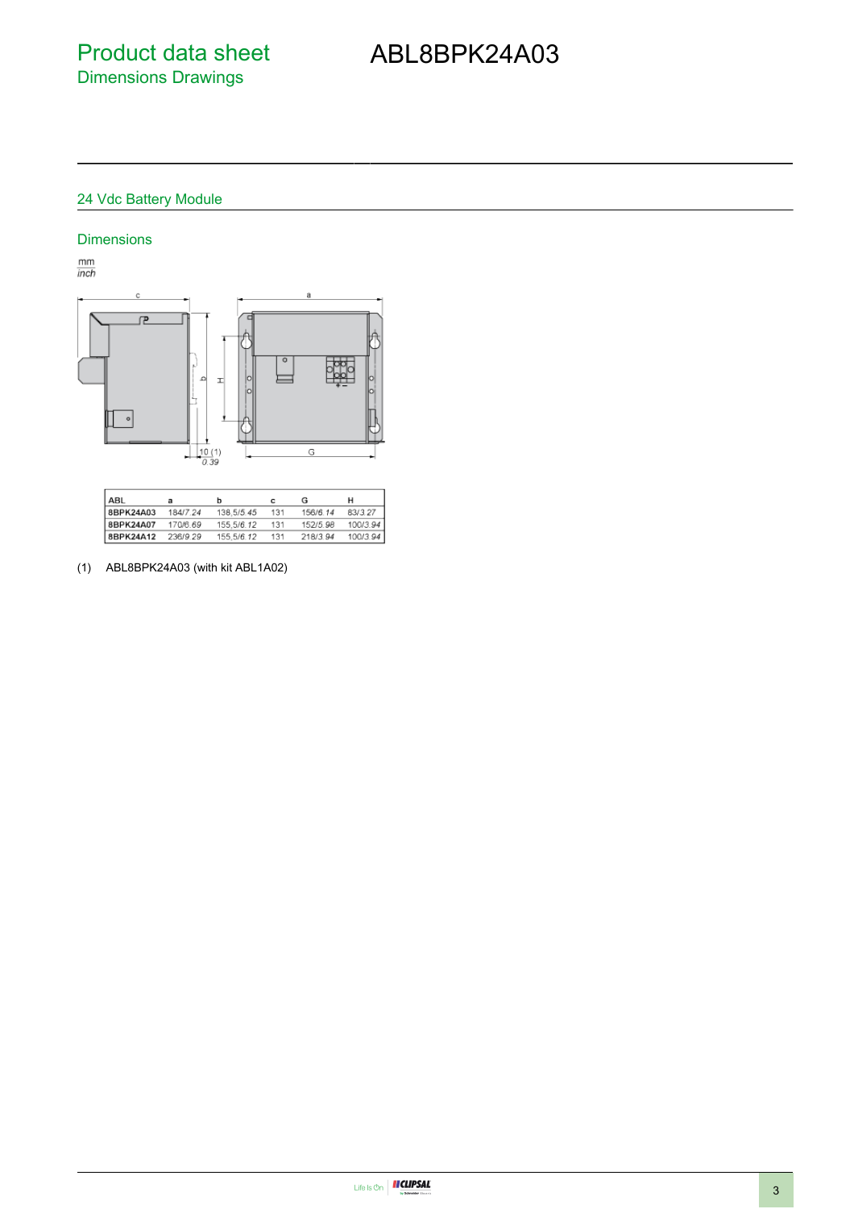# Product data sheet
## Dimensions Drawings

# ABL8BPK24A03

### 24 Vdc Battery Module

#### Dimensions

mm
inch

| ABL | a | b | c | G | H |
|---|---|---|---|---|---|
| 8BPK24A03 | 184/7.24 | 138,5/5.45 | 131 | 156/6.14 | 83/3.27 |
| 8BPK24A07 | 170/6.69 | 155,5/6.12 | 131 | 152/5.98 | 100/3.94 |
| 8BPK24A12 | 236/9.29 | 155,5/6.12 | 131 | 218/3.94 | 100/3.94 |

(1) ABL8BPK24A03 (with kit ABL1A02)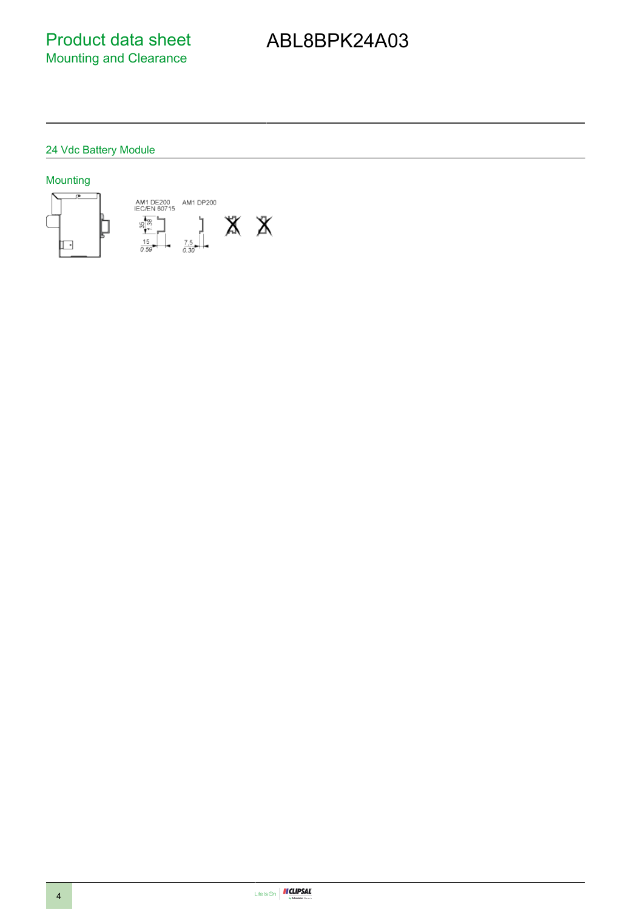# Product data sheet
## Mounting and Clearance

# ABL8BPK24A03

### 24 Vdc Battery Module

#### Mounting

AM1 DE200
IEC/EN 60715

35
1.38

15
0.59

AM1 DP200

7.5
0.30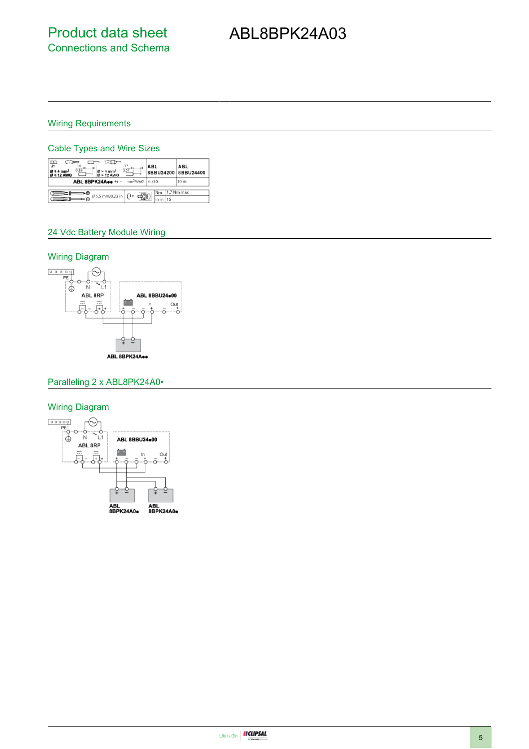# Product data sheet
## Connections and Schema

# ABL8BPK24A03

## Wiring Requirements

### Cable Types and Wire Sizes

| mm / in | 10 / 0.39 — Ø ≤ 4 mm² / Ø ≤ 12 AWG | 17 / 0.67 — Ø > 4 mm² / Ø > 12 AWG | ABL 8BBU24200 | ABL 8BBU24400 |
|---|---|---|---|---|
| ABL 8BPK24A•• +/ – | | mm²/AWG | 6 /10 | 10 /6 |

| | | | |
|---|---|---|---|
| Ø 5,5 mm/0.22 in | | Nm | 1,7 Nm max |
| | | lb-in | 15 |

## 24 Vdc Battery Module Wiring

### Wiring Diagram

PE
N
L1
ABL 8RP
ABL 8BBU24•00
In
Out
ABL 8BPK24A••

## Paralleling 2 x ABL8PK24A0•

### Wiring Diagram

PE
N
L1
ABL 8RP
ABL 8BBU24•00
In
Out
ABL 8BPK24A0•
ABL 8BPK24A0•